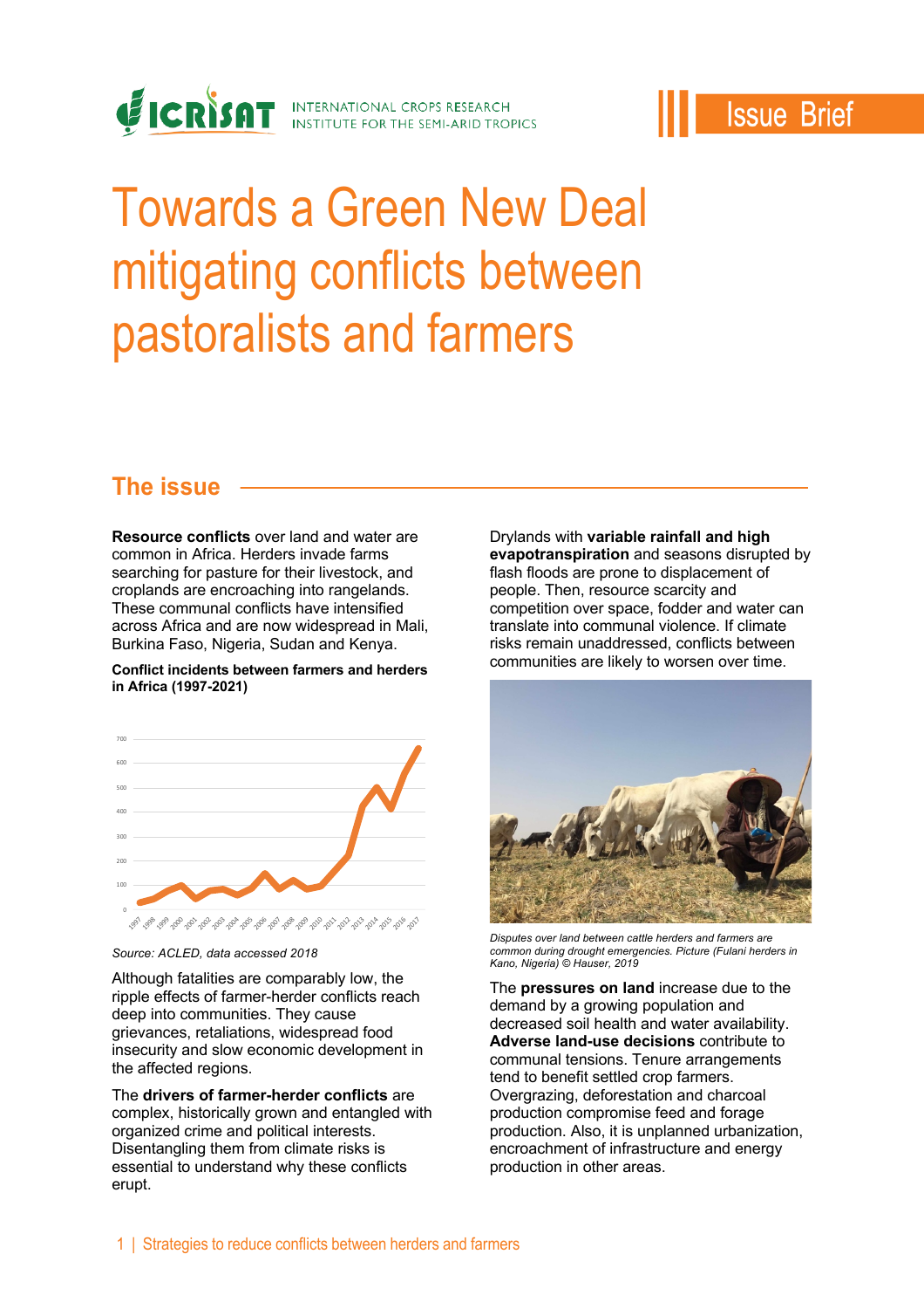Issue Brief

# Towards a Green New Deal mitigating conflicts between pastoralists and farmers

## The issue

**Resource conflicts** over land and water are common in Africa. Herders invade farms searching for pasture for their livestock, and croplands are encroaching into rangelands. These communal conflicts have intensified across Africa and are now widespread in Mali, Burkina Faso, Nigeria, Sudan and Kenya.

**Conflict incidents between farmers and herders in Africa (1997-2021)**

*Source: ACLED, data accessed 2018*

Although fatalities are comparably low, the ripple effects of farmer-herder conflicts reach deep into communities. They cause grievances, retaliations, widespread food insecurity and slow economic development in the affected regions.

The **drivers of farmer-herder conflicts** are complex, historically grown and entangled with organized crime and political interests. Disentangling them from climate risks is essential to understand why these conflicts erupt.

Drylands with **variable rainfall and high evapotranspiration** and seasons disrupted by flash floods are prone to displacement of people. Then, resource scarcity and competition over space, fodder and water can translate into communal violence. If climate risks remain unaddressed, conflicts between communities are likely to worsen over time.

*Disputes over land between cattle herders and farmers are common during drought emergencies. Picture (Fulani herders in Kano, Nigeria) © Hauser, 2019*

The **pressures on land** increase due to the demand by a growing population and decreased soil health and water availability. **Adverse land-use decisions** contribute to communal tensions. Tenure arrangements tend to benefit settled crop farmers. Overgrazing, deforestation and charcoal production compromise feed and forage production. Also, it is unplanned urbanization, encroachment of infrastructure and energy production in other areas.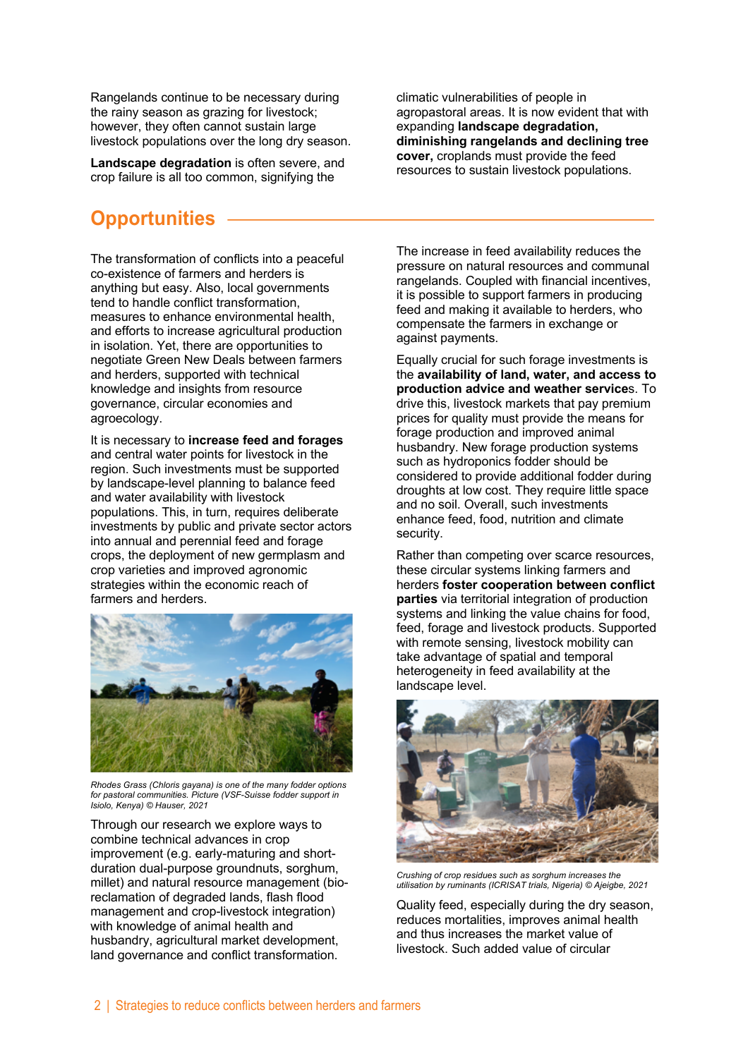Rangelands continue to be necessary during the rainy season as grazing for livestock; however, they often cannot sustain large livestock populations over the long dry season.

**Landscape degradation** is often severe, and crop failure is all too common, signifying the climatic vulnerabilities of people in agropastoral areas. It is now evident that with expanding **landscape degradation, diminishing rangelands and declining tree cover,** croplands must provide the feed resources to sustain livestock populations.

## Opportunities

The transformation of conflicts into a peaceful co-existence of farmers and herders is anything but easy. Also, local governments tend to handle conflict transformation, measures to enhance environmental health, and efforts to increase agricultural production in isolation. Yet, there are opportunities to negotiate Green New Deals between farmers and herders, supported with technical knowledge and insights from resource governance, circular economies and agroecology.

It is necessary to **increase feed and forages** and central water points for livestock in the region. Such investments must be supported by landscape-level planning to balance feed and water availability with livestock populations. This, in turn, requires deliberate investments by public and private sector actors into annual and perennial feed and forage crops, the deployment of new germplasm and crop varieties and improved agronomic strategies within the economic reach of farmers and herders.

*Rhodes Grass (Chloris gayana) is one of the many fodder options for pastoral communities. Picture (VSF-Suisse fodder support in Isiolo, Kenya) © Hauser, 2021*

Through our research we explore ways to combine technical advances in crop improvement (e.g. early-maturing and short-duration dual-purpose groundnuts, sorghum, millet) and natural resource management (bio-reclamation of degraded lands, flash flood management and crop-livestock integration) with knowledge of animal health and husbandry, agricultural market development, land governance and conflict transformation.

The increase in feed availability reduces the pressure on natural resources and communal rangelands. Coupled with financial incentives, it is possible to support farmers in producing feed and making it available to herders, who compensate the farmers in exchange or against payments.

Equally crucial for such forage investments is the **availability of land, water, and access to production advice and weather service**s. To drive this, livestock markets that pay premium prices for quality must provide the means for forage production and improved animal husbandry. New forage production systems such as hydroponics fodder should be considered to provide additional fodder during droughts at low cost. They require little space and no soil. Overall, such investments enhance feed, food, nutrition and climate security.

Rather than competing over scarce resources, these circular systems linking farmers and herders **foster cooperation between conflict parties** via territorial integration of production systems and linking the value chains for food, feed, forage and livestock products. Supported with remote sensing, livestock mobility can take advantage of spatial and temporal heterogeneity in feed availability at the landscape level.

*Crushing of crop residues such as sorghum increases the utilisation by ruminants (ICRISAT trials, Nigeria) © Ajeigbe, 2021*

Quality feed, especially during the dry season, reduces mortalities, improves animal health and thus increases the market value of livestock. Such added value of circular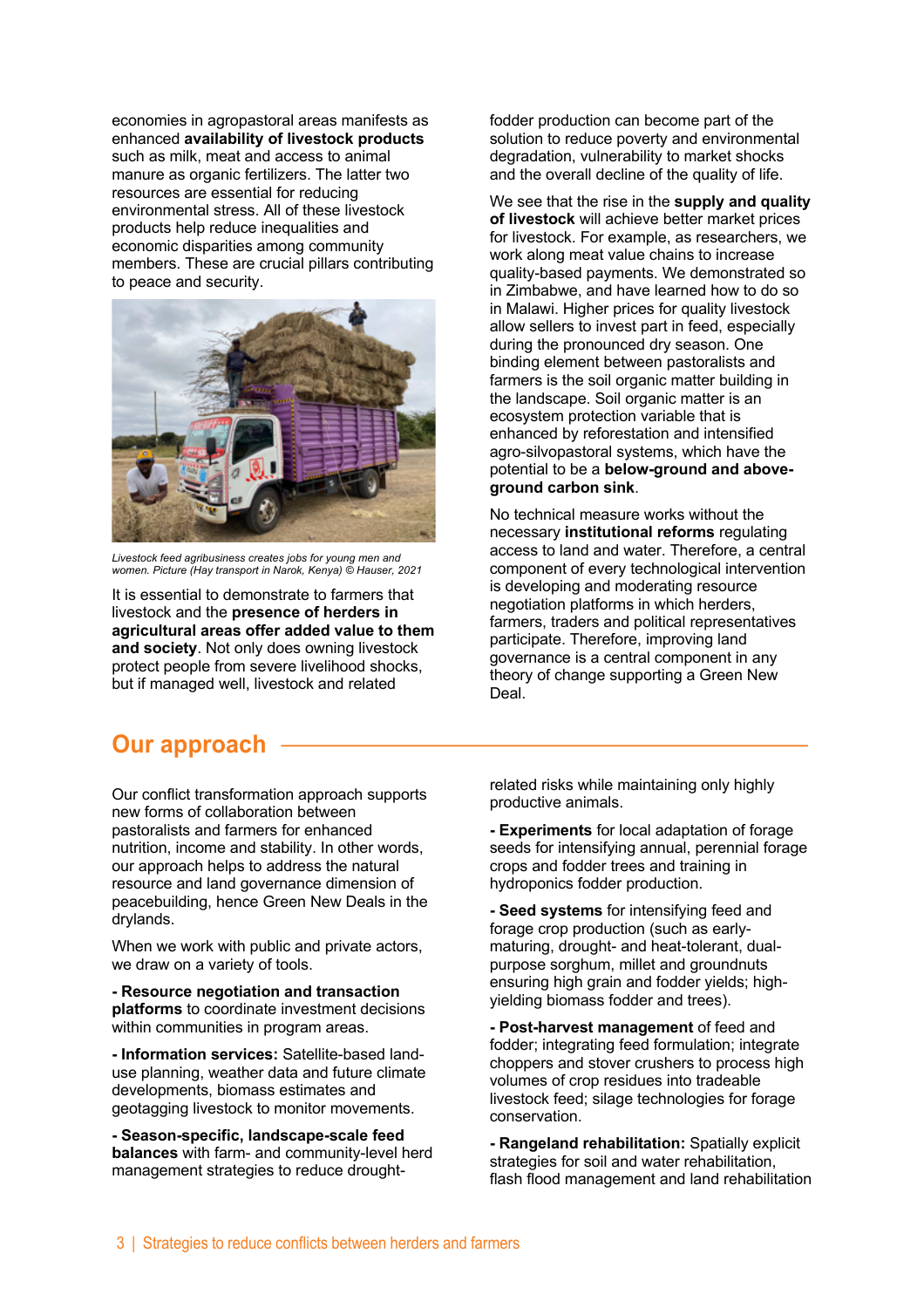economies in agropastoral areas manifests as enhanced **availability of livestock products** such as milk, meat and access to animal manure as organic fertilizers. The latter two resources are essential for reducing environmental stress. All of these livestock products help reduce inequalities and economic disparities among community members. These are crucial pillars contributing to peace and security.

*Livestock feed agribusiness creates jobs for young men and women. Picture (Hay transport in Narok, Kenya) © Hauser, 2021*

It is essential to demonstrate to farmers that livestock and the **presence of herders in agricultural areas offer added value to them and society**. Not only does owning livestock protect people from severe livelihood shocks, but if managed well, livestock and related fodder production can become part of the solution to reduce poverty and environmental degradation, vulnerability to market shocks and the overall decline of the quality of life.

We see that the rise in the **supply and quality of livestock** will achieve better market prices for livestock. For example, as researchers, we work along meat value chains to increase quality-based payments. We demonstrated so in Zimbabwe, and have learned how to do so in Malawi. Higher prices for quality livestock allow sellers to invest part in feed, especially during the pronounced dry season. One binding element between pastoralists and farmers is the soil organic matter building in the landscape. Soil organic matter is an ecosystem protection variable that is enhanced by reforestation and intensified agro-silvopastoral systems, which have the potential to be a **below-ground and above-ground carbon sink**.

No technical measure works without the necessary **institutional reforms** regulating access to land and water. Therefore, a central component of every technological intervention is developing and moderating resource negotiation platforms in which herders, farmers, traders and political representatives participate. Therefore, improving land governance is a central component in any theory of change supporting a Green New Deal.

## Our approach

Our conflict transformation approach supports new forms of collaboration between pastoralists and farmers for enhanced nutrition, income and stability. In other words, our approach helps to address the natural resource and land governance dimension of peacebuilding, hence Green New Deals in the drylands.

When we work with public and private actors, we draw on a variety of tools.

**- Resource negotiation and transaction platforms** to coordinate investment decisions within communities in program areas.

**- Information services:** Satellite-based land-use planning, weather data and future climate developments, biomass estimates and geotagging livestock to monitor movements.

**- Season-specific, landscape-scale feed balances** with farm- and community-level herd management strategies to reduce drought-related risks while maintaining only highly productive animals.

**- Experiments** for local adaptation of forage seeds for intensifying annual, perennial forage crops and fodder trees and training in hydroponics fodder production.

**- Seed systems** for intensifying feed and forage crop production (such as early-maturing, drought- and heat-tolerant, dual-purpose sorghum, millet and groundnuts ensuring high grain and fodder yields; high-yielding biomass fodder and trees).

**- Post-harvest management** of feed and fodder; integrating feed formulation; integrate choppers and stover crushers to process high volumes of crop residues into tradeable livestock feed; silage technologies for forage conservation.

**- Rangeland rehabilitation:** Spatially explicit strategies for soil and water rehabilitation, flash flood management and land rehabilitation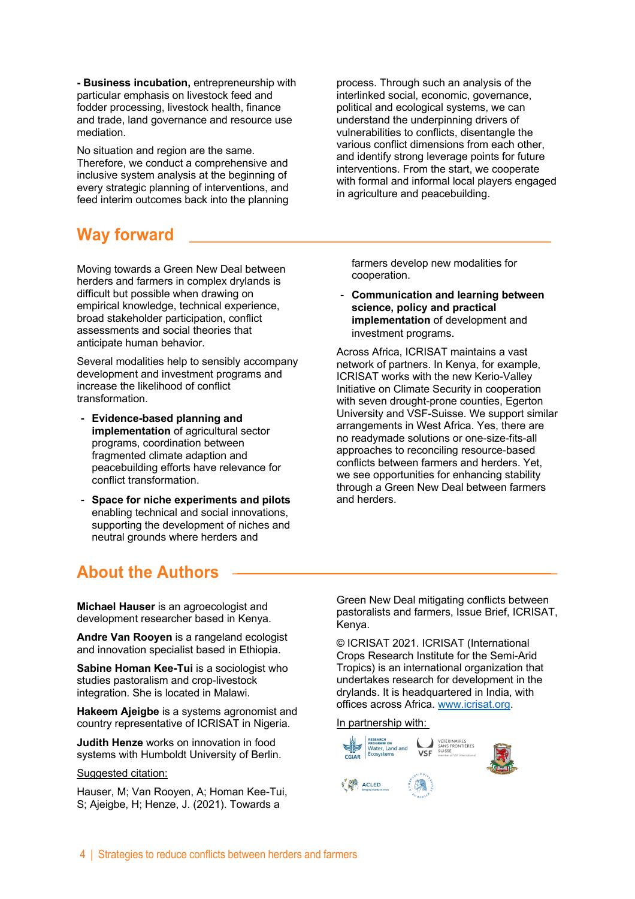- **Business incubation,** entrepreneurship with particular emphasis on livestock feed and fodder processing, livestock health, finance and trade, land governance and resource use mediation.

No situation and region are the same. Therefore, we conduct a comprehensive and inclusive system analysis at the beginning of every strategic planning of interventions, and feed interim outcomes back into the planning process. Through such an analysis of the interlinked social, economic, governance, political and ecological systems, we can understand the underpinning drivers of vulnerabilities to conflicts, disentangle the various conflict dimensions from each other, and identify strong leverage points for future interventions. From the start, we cooperate with formal and informal local players engaged in agriculture and peacebuilding.

## Way forward

Moving towards a Green New Deal between herders and farmers in complex drylands is difficult but possible when drawing on empirical knowledge, technical experience, broad stakeholder participation, conflict assessments and social theories that anticipate human behavior.

Several modalities help to sensibly accompany development and investment programs and increase the likelihood of conflict transformation.

- **Evidence-based planning and implementation** of agricultural sector programs, coordination between fragmented climate adaption and peacebuilding efforts have relevance for conflict transformation.
- **Space for niche experiments and pilots** enabling technical and social innovations, supporting the development of niches and neutral grounds where herders and farmers develop new modalities for cooperation.
- **Communication and learning between science, policy and practical implementation** of development and investment programs.

Across Africa, ICRISAT maintains a vast network of partners. In Kenya, for example, ICRISAT works with the new Kerio-Valley Initiative on Climate Security in cooperation with seven drought-prone counties, Egerton University and VSF-Suisse. We support similar arrangements in West Africa. Yes, there are no readymade solutions or one-size-fits-all approaches to reconciling resource-based conflicts between farmers and herders. Yet, we see opportunities for enhancing stability through a Green New Deal between farmers and herders.

## About the Authors

**Michael Hauser** is an agroecologist and development researcher based in Kenya.

**Andre Van Rooyen** is a rangeland ecologist and innovation specialist based in Ethiopia.

**Sabine Homan Kee-Tui** is a sociologist who studies pastoralism and crop-livestock integration. She is located in Malawi.

**Hakeem Ajeigbe** is a systems agronomist and country representative of ICRISAT in Nigeria.

**Judith Henze** works on innovation in food systems with Humboldt University of Berlin.

Suggested citation:

Hauser, M; Van Rooyen, A; Homan Kee-Tui, S; Ajeigbe, H; Henze, J. (2021). Towards a Green New Deal mitigating conflicts between pastoralists and farmers, Issue Brief, ICRISAT, Kenya.

© ICRISAT 2021. ICRISAT (International Crops Research Institute for the Semi-Arid Tropics) is an international organization that undertakes research for development in the drylands. It is headquartered in India, with offices across Africa. www.icrisat.org.

In partnership with: